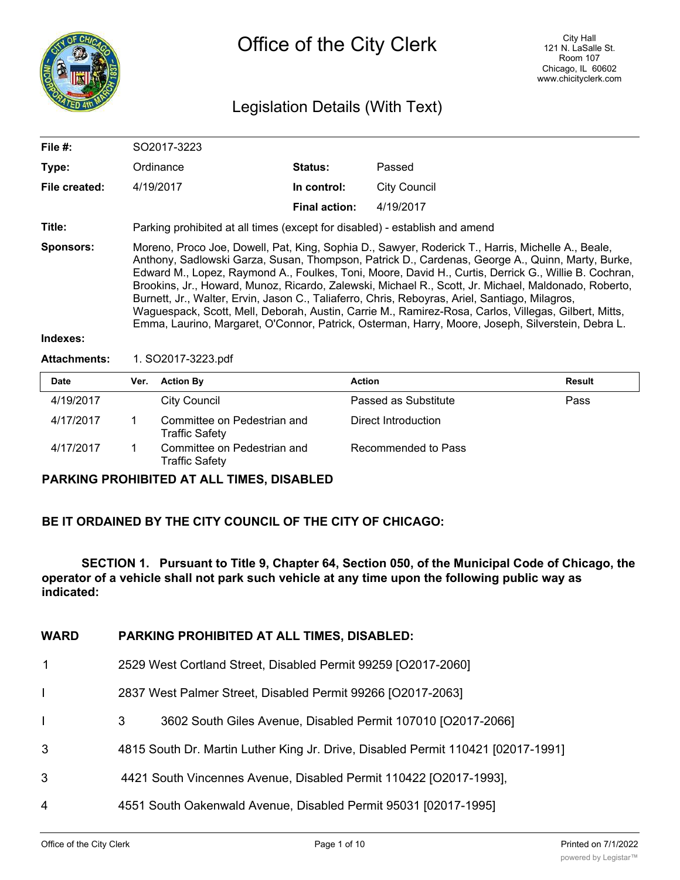# Office of the City Clerk

City Hall
121 N. LaSalle St.
Room 107
Chicago, IL 60602
www.chicityclerk.com

## Legislation Details (With Text)

| | | | |
|---|---|---|---|
| **File #:** | SO2017-3223 | | |
| **Type:** | Ordinance | **Status:** | Passed |
| **File created:** | 4/19/2017 | **In control:** | City Council |
| | | **Final action:** | 4/19/2017 |

**Title:** Parking prohibited at all times (except for disabled) - establish and amend

**Sponsors:** Moreno, Proco Joe, Dowell, Pat, King, Sophia D., Sawyer, Roderick T., Harris, Michelle A., Beale, Anthony, Sadlowski Garza, Susan, Thompson, Patrick D., Cardenas, George A., Quinn, Marty, Burke, Edward M., Lopez, Raymond A., Foulkes, Toni, Moore, David H., Curtis, Derrick G., Willie B. Cochran, Brookins, Jr., Howard, Munoz, Ricardo, Zalewski, Michael R., Scott, Jr. Michael, Maldonado, Roberto, Burnett, Jr., Walter, Ervin, Jason C., Taliaferro, Chris, Reboyras, Ariel, Santiago, Milagros, Waguespack, Scott, Mell, Deborah, Austin, Carrie M., Ramirez-Rosa, Carlos, Villegas, Gilbert, Mitts, Emma, Laurino, Margaret, O'Connor, Patrick, Osterman, Harry, Moore, Joseph, Silverstein, Debra L.

**Indexes:**

**Attachments:** 1. SO2017-3223.pdf

| Date | Ver. | Action By | Action | Result |
|---|---|---|---|---|
| 4/19/2017 | | City Council | Passed as Substitute | Pass |
| 4/17/2017 | 1 | Committee on Pedestrian and Traffic Safety | Direct Introduction | |
| 4/17/2017 | 1 | Committee on Pedestrian and Traffic Safety | Recommended to Pass | |

**PARKING PROHIBITED AT ALL TIMES, DISABLED**

**BE IT ORDAINED BY THE CITY COUNCIL OF THE CITY OF CHICAGO:**

**SECTION 1. Pursuant to Title 9, Chapter 64, Section 050, of the Municipal Code of Chicago, the operator of a vehicle shall not park such vehicle at any time upon the following public way as indicated:**

| WARD | PARKING PROHIBITED AT ALL TIMES, DISABLED: |
|---|---|
| 1 | 2529 West Cortland Street, Disabled Permit 99259 [O2017-2060] |
| I | 2837 West Palmer Street, Disabled Permit 99266 [O2017-2063] |
| I | 3 3602 South Giles Avenue, Disabled Permit 107010 [O2017-2066] |
| 3 | 4815 South Dr. Martin Luther King Jr. Drive, Disabled Permit 110421 [02017-1991] |
| 3 | 4421 South Vincennes Avenue, Disabled Permit 110422 [O2017-1993], |
| 4 | 4551 South Oakenwald Avenue, Disabled Permit 95031 [02017-1995] |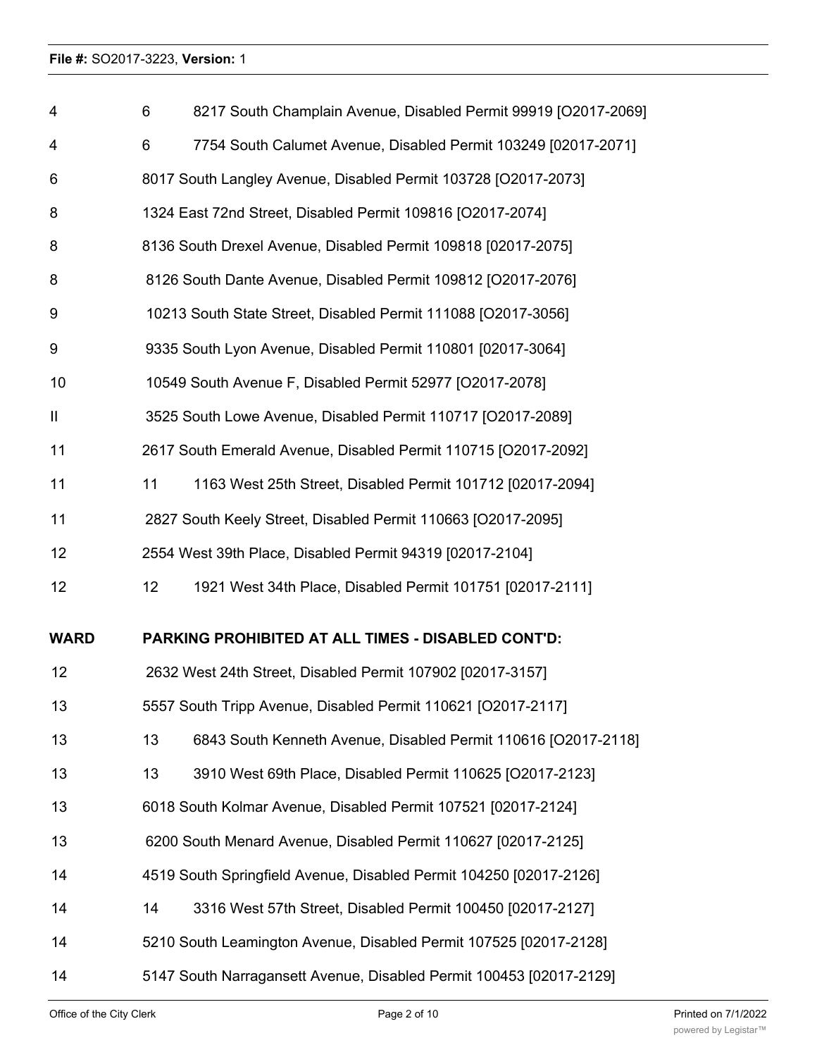| | | |
|---|---|---|
| 4 | 6 | 8217 South Champlain Avenue, Disabled Permit 99919 [O2017-2069] |
| 4 | 6 | 7754 South Calumet Avenue, Disabled Permit 103249 [02017-2071] |
| 6 | | 8017 South Langley Avenue, Disabled Permit 103728 [O2017-2073] |
| 8 | | 1324 East 72nd Street, Disabled Permit 109816 [O2017-2074] |
| 8 | | 8136 South Drexel Avenue, Disabled Permit 109818 [02017-2075] |
| 8 | | 8126 South Dante Avenue, Disabled Permit 109812 [O2017-2076] |
| 9 | | 10213 South State Street, Disabled Permit 111088 [O2017-3056] |
| 9 | | 9335 South Lyon Avenue, Disabled Permit 110801 [02017-3064] |
| 10 | | 10549 South Avenue F, Disabled Permit 52977 [O2017-2078] |
| II | | 3525 South Lowe Avenue, Disabled Permit 110717 [O2017-2089] |
| 11 | | 2617 South Emerald Avenue, Disabled Permit 110715 [O2017-2092] |
| 11 | 11 | 1163 West 25th Street, Disabled Permit 101712 [02017-2094] |
| 11 | | 2827 South Keely Street, Disabled Permit 110663 [O2017-2095] |
| 12 | | 2554 West 39th Place, Disabled Permit 94319 [02017-2104] |
| 12 | 12 | 1921 West 34th Place, Disabled Permit 101751 [02017-2111] |

| **WARD** | | **PARKING PROHIBITED AT ALL TIMES - DISABLED CONT'D:** |
|---|---|---|
| 12 | | 2632 West 24th Street, Disabled Permit 107902 [02017-3157] |
| 13 | | 5557 South Tripp Avenue, Disabled Permit 110621 [O2017-2117] |
| 13 | 13 | 6843 South Kenneth Avenue, Disabled Permit 110616 [O2017-2118] |
| 13 | 13 | 3910 West 69th Place, Disabled Permit 110625 [O2017-2123] |
| 13 | | 6018 South Kolmar Avenue, Disabled Permit 107521 [02017-2124] |
| 13 | | 6200 South Menard Avenue, Disabled Permit 110627 [02017-2125] |
| 14 | | 4519 South Springfield Avenue, Disabled Permit 104250 [02017-2126] |
| 14 | 14 | 3316 West 57th Street, Disabled Permit 100450 [02017-2127] |
| 14 | | 5210 South Leamington Avenue, Disabled Permit 107525 [02017-2128] |
| 14 | | 5147 South Narragansett Avenue, Disabled Permit 100453 [02017-2129] |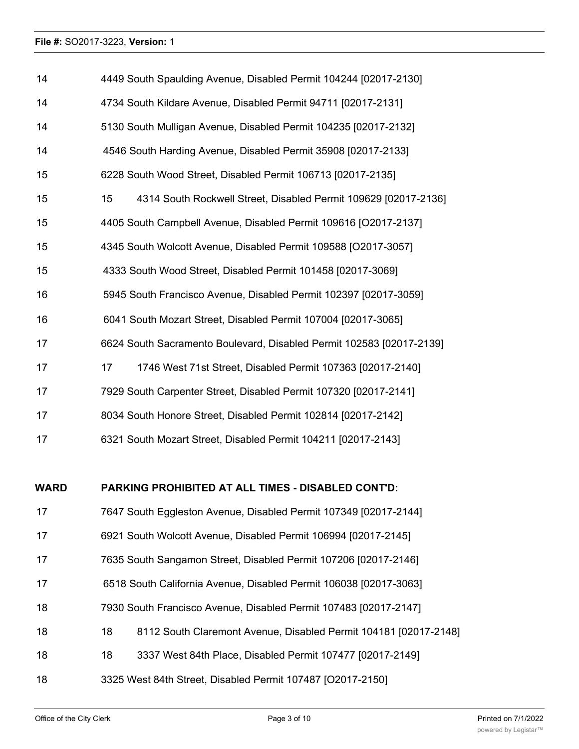| | |
|---|---|
| 14 | 4449 South Spaulding Avenue, Disabled Permit 104244 [02017-2130] |
| 14 | 4734 South Kildare Avenue, Disabled Permit 94711 [02017-2131] |
| 14 | 5130 South Mulligan Avenue, Disabled Permit 104235 [02017-2132] |
| 14 | 4546 South Harding Avenue, Disabled Permit 35908 [02017-2133] |
| 15 | 6228 South Wood Street, Disabled Permit 106713 [02017-2135] |
| 15 | 15 4314 South Rockwell Street, Disabled Permit 109629 [02017-2136] |
| 15 | 4405 South Campbell Avenue, Disabled Permit 109616 [O2017-2137] |
| 15 | 4345 South Wolcott Avenue, Disabled Permit 109588 [O2017-3057] |
| 15 | 4333 South Wood Street, Disabled Permit 101458 [02017-3069] |
| 16 | 5945 South Francisco Avenue, Disabled Permit 102397 [02017-3059] |
| 16 | 6041 South Mozart Street, Disabled Permit 107004 [02017-3065] |
| 17 | 6624 South Sacramento Boulevard, Disabled Permit 102583 [02017-2139] |
| 17 | 17 1746 West 71st Street, Disabled Permit 107363 [02017-2140] |
| 17 | 7929 South Carpenter Street, Disabled Permit 107320 [02017-2141] |
| 17 | 8034 South Honore Street, Disabled Permit 102814 [02017-2142] |
| 17 | 6321 South Mozart Street, Disabled Permit 104211 [02017-2143] |

| **WARD** | **PARKING PROHIBITED AT ALL TIMES - DISABLED CONT'D:** |
|---|---|
| 17 | 7647 South Eggleston Avenue, Disabled Permit 107349 [02017-2144] |
| 17 | 6921 South Wolcott Avenue, Disabled Permit 106994 [02017-2145] |
| 17 | 7635 South Sangamon Street, Disabled Permit 107206 [02017-2146] |
| 17 | 6518 South California Avenue, Disabled Permit 106038 [02017-3063] |
| 18 | 7930 South Francisco Avenue, Disabled Permit 107483 [02017-2147] |
| 18 | 18 8112 South Claremont Avenue, Disabled Permit 104181 [02017-2148] |
| 18 | 18 3337 West 84th Place, Disabled Permit 107477 [02017-2149] |
| 18 | 3325 West 84th Street, Disabled Permit 107487 [O2017-2150] |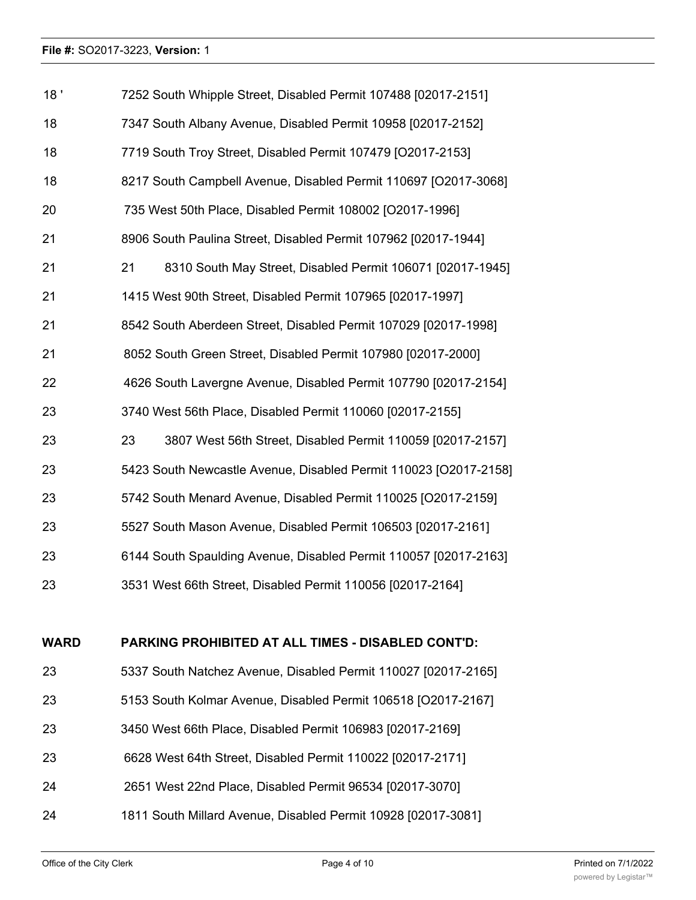| | |
|---|---|
| 18 ' | 7252 South Whipple Street, Disabled Permit 107488 [02017-2151] |
| 18 | 7347 South Albany Avenue, Disabled Permit 10958 [02017-2152] |
| 18 | 7719 South Troy Street, Disabled Permit 107479 [O2017-2153] |
| 18 | 8217 South Campbell Avenue, Disabled Permit 110697 [O2017-3068] |
| 20 | 735 West 50th Place, Disabled Permit 108002 [O2017-1996] |
| 21 | 8906 South Paulina Street, Disabled Permit 107962 [02017-1944] |
| 21 | 21 8310 South May Street, Disabled Permit 106071 [02017-1945] |
| 21 | 1415 West 90th Street, Disabled Permit 107965 [02017-1997] |
| 21 | 8542 South Aberdeen Street, Disabled Permit 107029 [02017-1998] |
| 21 | 8052 South Green Street, Disabled Permit 107980 [02017-2000] |
| 22 | 4626 South Lavergne Avenue, Disabled Permit 107790 [02017-2154] |
| 23 | 3740 West 56th Place, Disabled Permit 110060 [02017-2155] |
| 23 | 23 3807 West 56th Street, Disabled Permit 110059 [02017-2157] |
| 23 | 5423 South Newcastle Avenue, Disabled Permit 110023 [O2017-2158] |
| 23 | 5742 South Menard Avenue, Disabled Permit 110025 [O2017-2159] |
| 23 | 5527 South Mason Avenue, Disabled Permit 106503 [02017-2161] |
| 23 | 6144 South Spaulding Avenue, Disabled Permit 110057 [02017-2163] |
| 23 | 3531 West 66th Street, Disabled Permit 110056 [02017-2164] |

| WARD | PARKING PROHIBITED AT ALL TIMES - DISABLED CONT'D: |
|---|---|
| 23 | 5337 South Natchez Avenue, Disabled Permit 110027 [02017-2165] |
| 23 | 5153 South Kolmar Avenue, Disabled Permit 106518 [O2017-2167] |
| 23 | 3450 West 66th Place, Disabled Permit 106983 [02017-2169] |
| 23 | 6628 West 64th Street, Disabled Permit 110022 [02017-2171] |
| 24 | 2651 West 22nd Place, Disabled Permit 96534 [02017-3070] |
| 24 | 1811 South Millard Avenue, Disabled Permit 10928 [02017-3081] |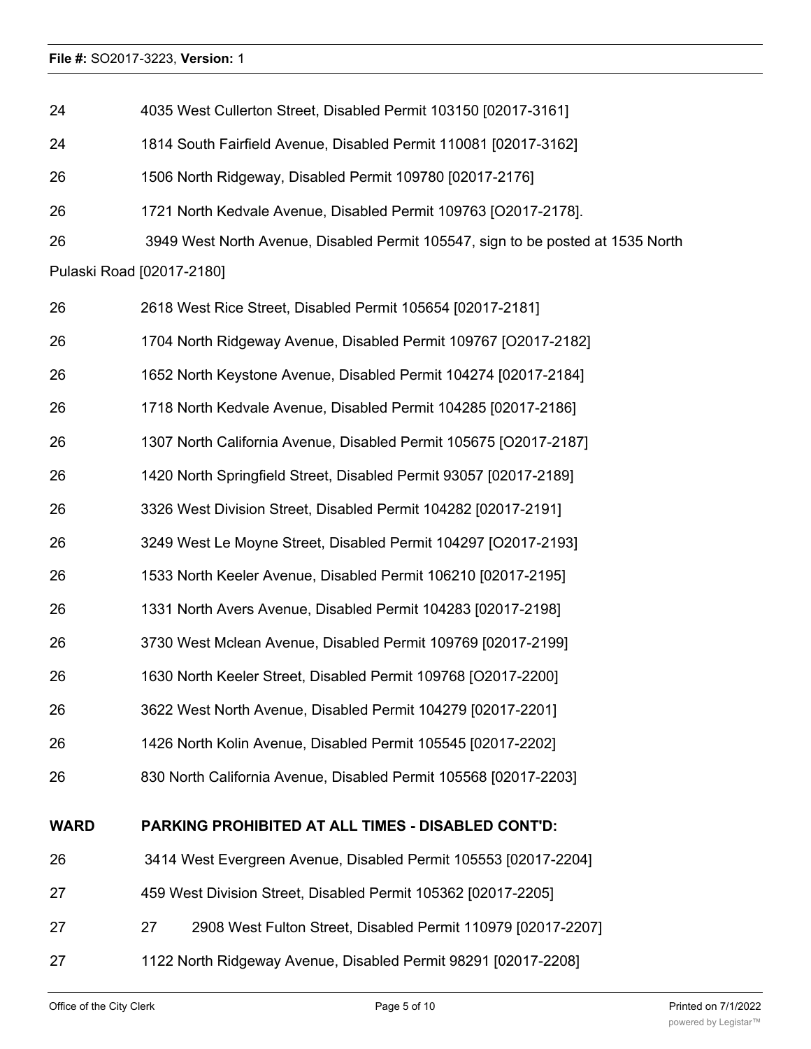24 4035 West Cullerton Street, Disabled Permit 103150 [02017-3161]

24 1814 South Fairfield Avenue, Disabled Permit 110081 [02017-3162]

26 1506 North Ridgeway, Disabled Permit 109780 [02017-2176]

26 1721 North Kedvale Avenue, Disabled Permit 109763 [O2017-2178].

26 3949 West North Avenue, Disabled Permit 105547, sign to be posted at 1535 North Pulaski Road [02017-2180]

26 2618 West Rice Street, Disabled Permit 105654 [02017-2181]

26 1704 North Ridgeway Avenue, Disabled Permit 109767 [O2017-2182]

26 1652 North Keystone Avenue, Disabled Permit 104274 [02017-2184]

26 1718 North Kedvale Avenue, Disabled Permit 104285 [02017-2186]

26 1307 North California Avenue, Disabled Permit 105675 [O2017-2187]

26 1420 North Springfield Street, Disabled Permit 93057 [02017-2189]

26 3326 West Division Street, Disabled Permit 104282 [02017-2191]

26 3249 West Le Moyne Street, Disabled Permit 104297 [O2017-2193]

26 1533 North Keeler Avenue, Disabled Permit 106210 [02017-2195]

26 1331 North Avers Avenue, Disabled Permit 104283 [02017-2198]

26 3730 West Mclean Avenue, Disabled Permit 109769 [02017-2199]

26 1630 North Keeler Street, Disabled Permit 109768 [O2017-2200]

26 3622 West North Avenue, Disabled Permit 104279 [02017-2201]

26 1426 North Kolin Avenue, Disabled Permit 105545 [02017-2202]

26 830 North California Avenue, Disabled Permit 105568 [02017-2203]

**WARD PARKING PROHIBITED AT ALL TIMES - DISABLED CONT'D:**

26 3414 West Evergreen Avenue, Disabled Permit 105553 [02017-2204]

27 459 West Division Street, Disabled Permit 105362 [02017-2205]

27 27 2908 West Fulton Street, Disabled Permit 110979 [02017-2207]

27 1122 North Ridgeway Avenue, Disabled Permit 98291 [02017-2208]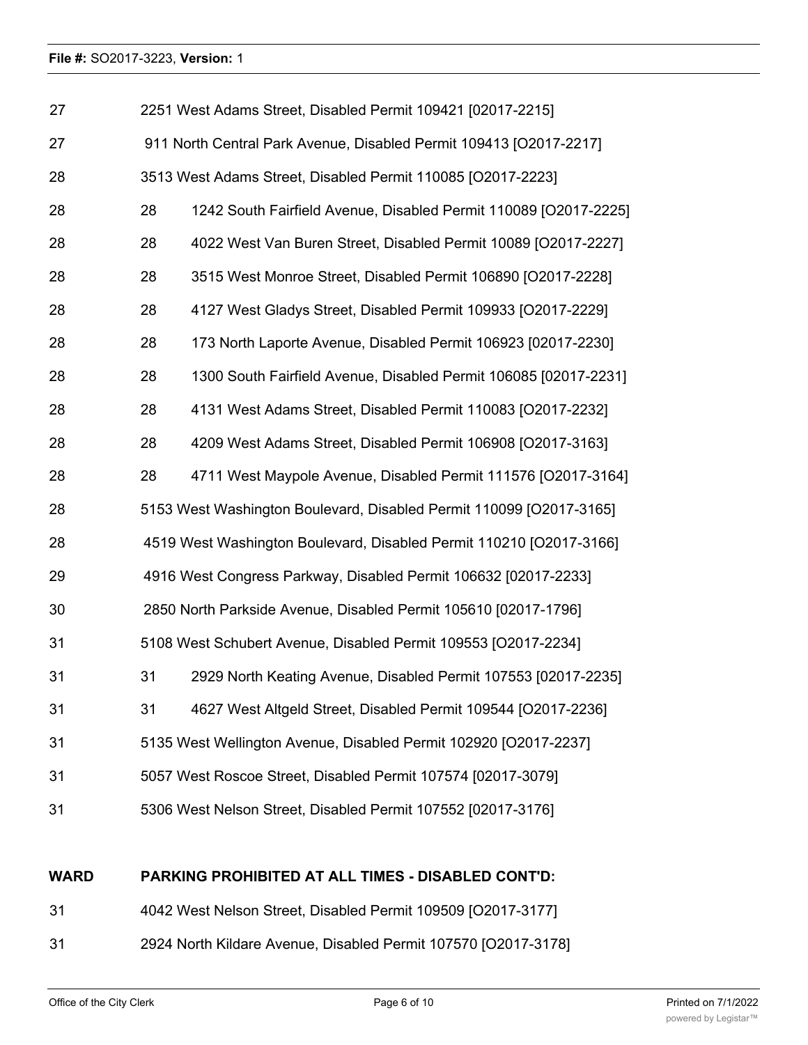27 2251 West Adams Street, Disabled Permit 109421 [02017-2215]

27 911 North Central Park Avenue, Disabled Permit 109413 [O2017-2217]

28 3513 West Adams Street, Disabled Permit 110085 [O2017-2223]

28 28 1242 South Fairfield Avenue, Disabled Permit 110089 [O2017-2225]

28 28 4022 West Van Buren Street, Disabled Permit 10089 [O2017-2227]

28 28 3515 West Monroe Street, Disabled Permit 106890 [O2017-2228]

28 28 4127 West Gladys Street, Disabled Permit 109933 [O2017-2229]

28 28 173 North Laporte Avenue, Disabled Permit 106923 [02017-2230]

28 28 1300 South Fairfield Avenue, Disabled Permit 106085 [02017-2231]

28 28 4131 West Adams Street, Disabled Permit 110083 [O2017-2232]

28 28 4209 West Adams Street, Disabled Permit 106908 [O2017-3163]

28 28 4711 West Maypole Avenue, Disabled Permit 111576 [O2017-3164]

28 5153 West Washington Boulevard, Disabled Permit 110099 [O2017-3165]

28 4519 West Washington Boulevard, Disabled Permit 110210 [O2017-3166]

29 4916 West Congress Parkway, Disabled Permit 106632 [02017-2233]

30 2850 North Parkside Avenue, Disabled Permit 105610 [02017-1796]

31 5108 West Schubert Avenue, Disabled Permit 109553 [O2017-2234]

31 31 2929 North Keating Avenue, Disabled Permit 107553 [02017-2235]

31 31 4627 West Altgeld Street, Disabled Permit 109544 [O2017-2236]

31 5135 West Wellington Avenue, Disabled Permit 102920 [O2017-2237]

31 5057 West Roscoe Street, Disabled Permit 107574 [02017-3079]

31 5306 West Nelson Street, Disabled Permit 107552 [02017-3176]

**WARD PARKING PROHIBITED AT ALL TIMES - DISABLED CONT'D:**

31 4042 West Nelson Street, Disabled Permit 109509 [O2017-3177]

31 2924 North Kildare Avenue, Disabled Permit 107570 [O2017-3178]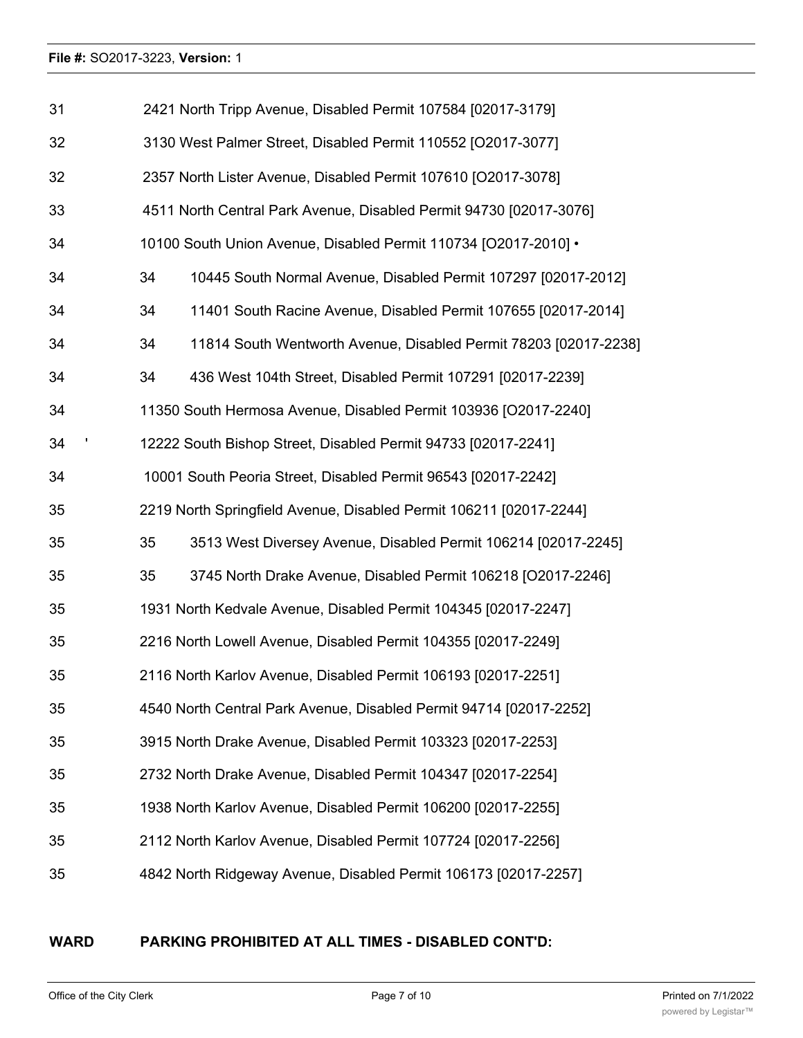| | |
|---|---|
| 31 | 2421 North Tripp Avenue, Disabled Permit 107584 [02017-3179] |
| 32 | 3130 West Palmer Street, Disabled Permit 110552 [O2017-3077] |
| 32 | 2357 North Lister Avenue, Disabled Permit 107610 [O2017-3078] |
| 33 | 4511 North Central Park Avenue, Disabled Permit 94730 [02017-3076] |
| 34 | 10100 South Union Avenue, Disabled Permit 110734 [O2017-2010] • |
| 34 | 34 10445 South Normal Avenue, Disabled Permit 107297 [02017-2012] |
| 34 | 34 11401 South Racine Avenue, Disabled Permit 107655 [02017-2014] |
| 34 | 34 11814 South Wentworth Avenue, Disabled Permit 78203 [02017-2238] |
| 34 | 34 436 West 104th Street, Disabled Permit 107291 [02017-2239] |
| 34 | 11350 South Hermosa Avenue, Disabled Permit 103936 [O2017-2240] |
| 34 ' | 12222 South Bishop Street, Disabled Permit 94733 [02017-2241] |
| 34 | 10001 South Peoria Street, Disabled Permit 96543 [02017-2242] |
| 35 | 2219 North Springfield Avenue, Disabled Permit 106211 [02017-2244] |
| 35 | 35 3513 West Diversey Avenue, Disabled Permit 106214 [02017-2245] |
| 35 | 35 3745 North Drake Avenue, Disabled Permit 106218 [O2017-2246] |
| 35 | 1931 North Kedvale Avenue, Disabled Permit 104345 [02017-2247] |
| 35 | 2216 North Lowell Avenue, Disabled Permit 104355 [02017-2249] |
| 35 | 2116 North Karlov Avenue, Disabled Permit 106193 [02017-2251] |
| 35 | 4540 North Central Park Avenue, Disabled Permit 94714 [02017-2252] |
| 35 | 3915 North Drake Avenue, Disabled Permit 103323 [02017-2253] |
| 35 | 2732 North Drake Avenue, Disabled Permit 104347 [02017-2254] |
| 35 | 1938 North Karlov Avenue, Disabled Permit 106200 [02017-2255] |
| 35 | 2112 North Karlov Avenue, Disabled Permit 107724 [02017-2256] |
| 35 | 4842 North Ridgeway Avenue, Disabled Permit 106173 [02017-2257] |

**WARD PARKING PROHIBITED AT ALL TIMES - DISABLED CONT'D:**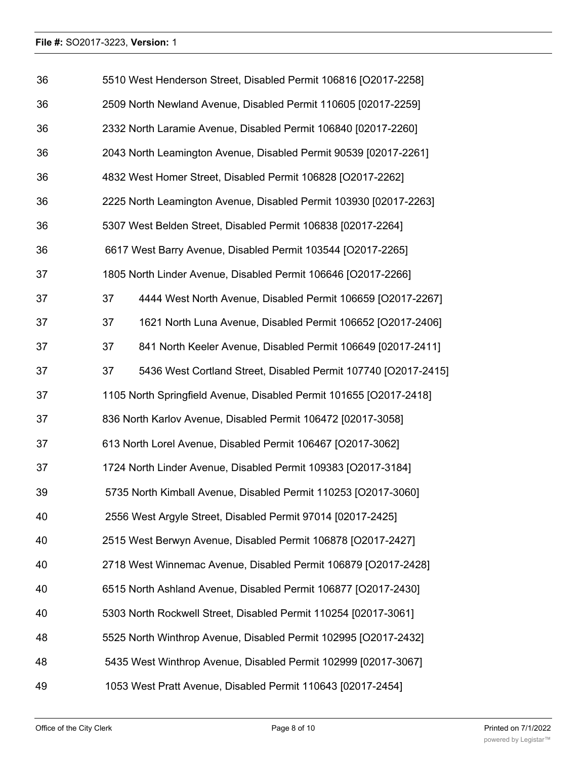| | |
|---|---|
| 36 | 5510 West Henderson Street, Disabled Permit 106816 [O2017-2258] |
| 36 | 2509 North Newland Avenue, Disabled Permit 110605 [02017-2259] |
| 36 | 2332 North Laramie Avenue, Disabled Permit 106840 [02017-2260] |
| 36 | 2043 North Leamington Avenue, Disabled Permit 90539 [02017-2261] |
| 36 | 4832 West Homer Street, Disabled Permit 106828 [O2017-2262] |
| 36 | 2225 North Leamington Avenue, Disabled Permit 103930 [02017-2263] |
| 36 | 5307 West Belden Street, Disabled Permit 106838 [02017-2264] |
| 36 | 6617 West Barry Avenue, Disabled Permit 103544 [O2017-2265] |
| 37 | 1805 North Linder Avenue, Disabled Permit 106646 [O2017-2266] |
| 37 | 37 4444 West North Avenue, Disabled Permit 106659 [O2017-2267] |
| 37 | 37 1621 North Luna Avenue, Disabled Permit 106652 [O2017-2406] |
| 37 | 37 841 North Keeler Avenue, Disabled Permit 106649 [02017-2411] |
| 37 | 37 5436 West Cortland Street, Disabled Permit 107740 [O2017-2415] |
| 37 | 1105 North Springfield Avenue, Disabled Permit 101655 [O2017-2418] |
| 37 | 836 North Karlov Avenue, Disabled Permit 106472 [02017-3058] |
| 37 | 613 North Lorel Avenue, Disabled Permit 106467 [O2017-3062] |
| 37 | 1724 North Linder Avenue, Disabled Permit 109383 [O2017-3184] |
| 39 | 5735 North Kimball Avenue, Disabled Permit 110253 [O2017-3060] |
| 40 | 2556 West Argyle Street, Disabled Permit 97014 [02017-2425] |
| 40 | 2515 West Berwyn Avenue, Disabled Permit 106878 [O2017-2427] |
| 40 | 2718 West Winnemac Avenue, Disabled Permit 106879 [O2017-2428] |
| 40 | 6515 North Ashland Avenue, Disabled Permit 106877 [O2017-2430] |
| 40 | 5303 North Rockwell Street, Disabled Permit 110254 [02017-3061] |
| 48 | 5525 North Winthrop Avenue, Disabled Permit 102995 [O2017-2432] |
| 48 | 5435 West Winthrop Avenue, Disabled Permit 102999 [02017-3067] |
| 49 | 1053 West Pratt Avenue, Disabled Permit 110643 [02017-2454] |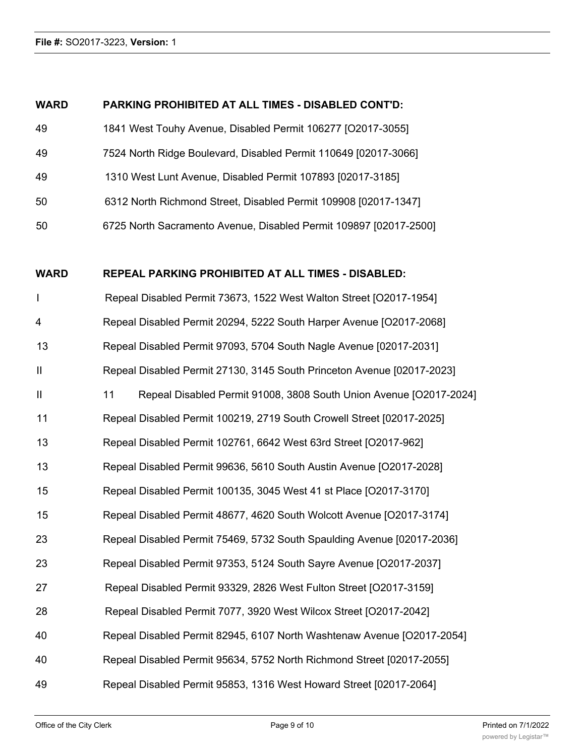| WARD | PARKING PROHIBITED AT ALL TIMES - DISABLED CONT'D: |
| --- | --- |
| 49 | 1841 West Touhy Avenue, Disabled Permit 106277 [O2017-3055] |
| 49 | 7524 North Ridge Boulevard, Disabled Permit 110649 [02017-3066] |
| 49 | 1310 West Lunt Avenue, Disabled Permit 107893 [02017-3185] |
| 50 | 6312 North Richmond Street, Disabled Permit 109908 [02017-1347] |
| 50 | 6725 North Sacramento Avenue, Disabled Permit 109897 [02017-2500] |

| WARD | REPEAL PARKING PROHIBITED AT ALL TIMES - DISABLED: |
| --- | --- |
| I | Repeal Disabled Permit 73673, 1522 West Walton Street [O2017-1954] |
| 4 | Repeal Disabled Permit 20294, 5222 South Harper Avenue [O2017-2068] |
| 13 | Repeal Disabled Permit 97093, 5704 South Nagle Avenue [02017-2031] |
| II | Repeal Disabled Permit 27130, 3145 South Princeton Avenue [02017-2023] |
| II | 11 Repeal Disabled Permit 91008, 3808 South Union Avenue [O2017-2024] |
| 11 | Repeal Disabled Permit 100219, 2719 South Crowell Street [02017-2025] |
| 13 | Repeal Disabled Permit 102761, 6642 West 63rd Street [O2017-962] |
| 13 | Repeal Disabled Permit 99636, 5610 South Austin Avenue [O2017-2028] |
| 15 | Repeal Disabled Permit 100135, 3045 West 41 st Place [O2017-3170] |
| 15 | Repeal Disabled Permit 48677, 4620 South Wolcott Avenue [O2017-3174] |
| 23 | Repeal Disabled Permit 75469, 5732 South Spaulding Avenue [02017-2036] |
| 23 | Repeal Disabled Permit 97353, 5124 South Sayre Avenue [O2017-2037] |
| 27 | Repeal Disabled Permit 93329, 2826 West Fulton Street [O2017-3159] |
| 28 | Repeal Disabled Permit 7077, 3920 West Wilcox Street [O2017-2042] |
| 40 | Repeal Disabled Permit 82945, 6107 North Washtenaw Avenue [O2017-2054] |
| 40 | Repeal Disabled Permit 95634, 5752 North Richmond Street [02017-2055] |
| 49 | Repeal Disabled Permit 95853, 1316 West Howard Street [02017-2064] |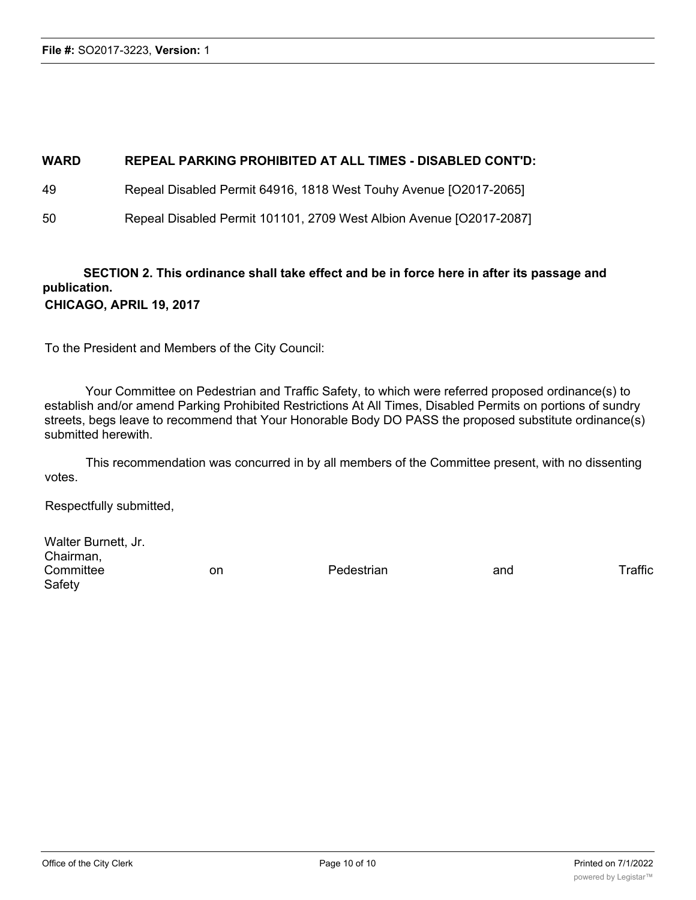| WARD | REPEAL PARKING PROHIBITED AT ALL TIMES - DISABLED CONT'D: |
| --- | --- |
| 49 | Repeal Disabled Permit 64916, 1818 West Touhy Avenue [O2017-2065] |
| 50 | Repeal Disabled Permit 101101, 2709 West Albion Avenue [O2017-2087] |

**SECTION 2. This ordinance shall take effect and be in force here in after its passage and publication.**

**CHICAGO, APRIL 19, 2017**

To the President and Members of the City Council:

Your Committee on Pedestrian and Traffic Safety, to which were referred proposed ordinance(s) to establish and/or amend Parking Prohibited Restrictions At All Times, Disabled Permits on portions of sundry streets, begs leave to recommend that Your Honorable Body DO PASS the proposed substitute ordinance(s) submitted herewith.

This recommendation was concurred in by all members of the Committee present, with no dissenting votes.

Respectfully submitted,

Walter Burnett, Jr.
Chairman,
Committee on Pedestrian and Traffic Safety